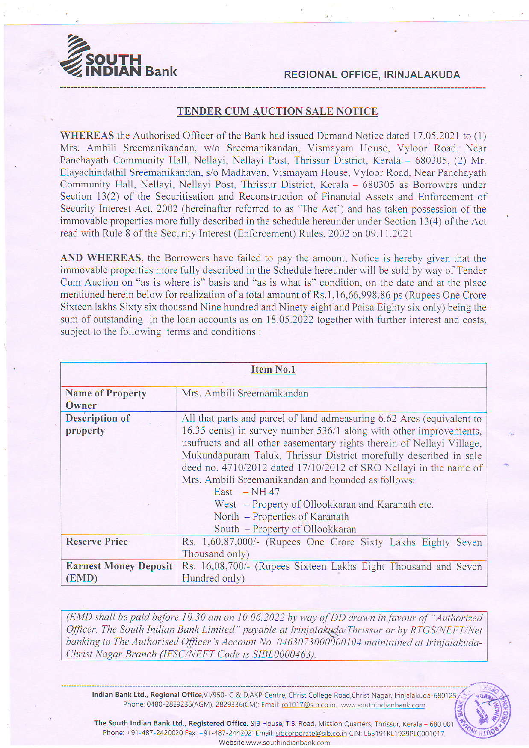**SOUTH INDIAN Bank**

**REGIONAL OFFICE, IRINJALAKUDA**

## TENDER CUM AUCTION SALE NOTICE

**WHEREAS** the Authorised Officer of the Bank had issued Demand Notice dated 17.05.2021 to (1) Mrs. Ambili Sreemanikandan, w/o Sreemanikandan, Vismayam House, Vyloor Road, Near Panchayath Community Hall, Nellayi, Nellayi Post, Thrissur District, Kerala – 680305, (2) Mr. Elayachindathil Sreemanikandan, s/o Madhavan, Vismayam House, Vyloor Road, Near Panchayath Community Hall, Nellayi, Nellayi Post, Thrissur District, Kerala – 680305 as Borrowers under Section 13(2) of the Securitisation and Reconstruction of Financial Assets and Enforcement of Security Interest Act, 2002 (hereinafter referred to as 'The Act') and has taken possession of the immovable properties more fully described in the schedule hereunder under Section 13(4) of the Act read with Rule 8 of the Security Interest (Enforcement) Rules, 2002 on 09.11.2021

**AND WHEREAS**, the Borrowers have failed to pay the amount, Notice is hereby given that the immovable properties more fully described in the Schedule hereunder will be sold by way of Tender Cum Auction on "as is where is" basis and "as is what is" condition, on the date and at the place mentioned herein below for realization of a total amount of Rs.1,16,66,998.86 ps (Rupees One Crore Sixteen lakhs Sixty six thousand Nine hundred and Ninety eight and Paisa Eighty six only) being the sum of outstanding in the loan accounts as on 18.05.2022 together with further interest and costs, subject to the following terms and conditions :

| **Item No.1** | |
|---|---|
| **Name of Property Owner** | Mrs. Ambili Sreemanikandan |
| **Description of property** | All that parts and parcel of land admeasuring 6.62 Ares (equivalent to 16.35 cents) in survey number 536/1 along with other improvements, usufructs and all other easementary rights therein of Nellayi Village, Mukundapuram Taluk, Thrissur District morefully described in sale deed no. 4710/2012 dated 17/10/2012 of SRO Nellayi in the name of Mrs. Ambili Sreemanikandan and bounded as follows:<br>East – NH 47<br>West – Property of Ollookkaran and Karanath etc.<br>North – Properties of Karanath<br>South – Property of Ollookkaran |
| **Reserve Price** | Rs. 1,60,87,000/- (Rupees One Crore Sixty Lakhs Eighty Seven Thousand only) |
| **Earnest Money Deposit (EMD)** | Rs. 16,08,700/- (Rupees Sixteen Lakhs Eight Thousand and Seven Hundred only) |

*(EMD shall be paid before 10.30 am on 10.06.2022 by way of DD drawn in favour of "Authorized Officer, The South Indian Bank Limited" payable at Irinjalakuda/Thrissur or by RTGS/NEFT/Net banking to The Authorised Officer's Account No. 0463073000000104 maintained at Irinjalakuda-Christ Nagar Branch (IFSC/NEFT Code is SIBL0000463).*

**Indian Bank Ltd., Regional Office**,VI/950- C & D,AKP Centre, Christ College Road,Christ Nagar, Irinjalakuda-680125 Phone: 0480-2829236(AGM), 2829336(CM); Email: ro1017@sib.co.in, www.southindianbank.com

**The South Indian Bank Ltd., Registered Office.** SIB House, T.B. Road, Mission Quarters, Thrissur, Kerala – 680 001 Phone: +91-487-2420020 Fax: +91-487-2442021Email: sibcorporate@sib.co.in CIN: L65191KL1929PLC001017, Website:www.southindianbank.com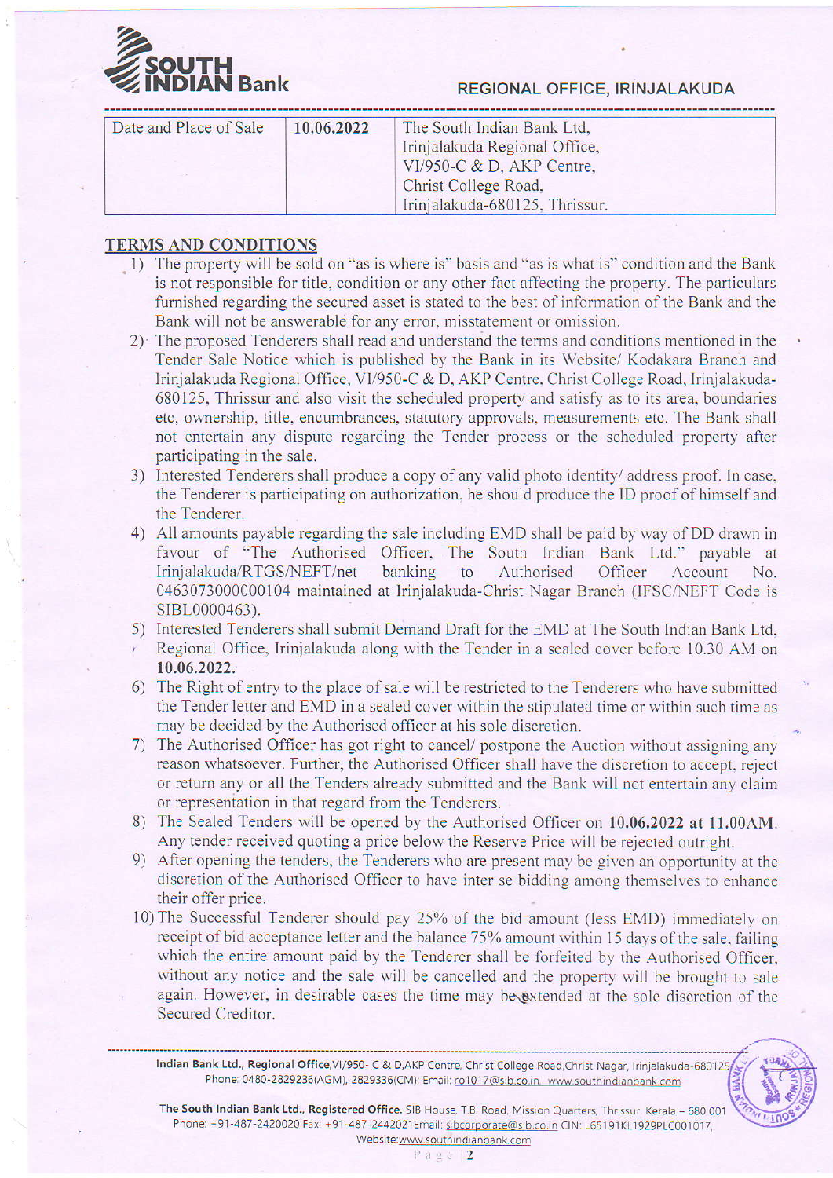| Date and Place of Sale | 10.06.2022 | The South Indian Bank Ltd, Irinjalakuda Regional Office, VI/950-C & D, AKP Centre, Christ College Road, Irinjalakuda-680125, Thrissur. |
|---|---|---|

## TERMS AND CONDITIONS

1) The property will be sold on "as is where is" basis and "as is what is" condition and the Bank is not responsible for title, condition or any other fact affecting the property. The particulars furnished regarding the secured asset is stated to the best of information of the Bank and the Bank will not be answerable for any error, misstatement or omission.
2) The proposed Tenderers shall read and understand the terms and conditions mentioned in the Tender Sale Notice which is published by the Bank in its Website/ Kodakara Branch and Irinjalakuda Regional Office, VI/950-C & D, AKP Centre, Christ College Road, Irinjalakuda-680125, Thrissur and also visit the scheduled property and satisfy as to its area, boundaries etc, ownership, title, encumbrances, statutory approvals, measurements etc. The Bank shall not entertain any dispute regarding the Tender process or the scheduled property after participating in the sale.
3) Interested Tenderers shall produce a copy of any valid photo identity/ address proof. In case, the Tenderer is participating on authorization, he should produce the ID proof of himself and the Tenderer.
4) All amounts payable regarding the sale including EMD shall be paid by way of DD drawn in favour of "The Authorised Officer, The South Indian Bank Ltd." payable at Irinjalakuda/RTGS/NEFT/net banking to Authorised Officer Account No. 0463073000000104 maintained at Irinjalakuda-Christ Nagar Branch (IFSC/NEFT Code is SIBL0000463).
5) Interested Tenderers shall submit Demand Draft for the EMD at The South Indian Bank Ltd, Regional Office, Irinjalakuda along with the Tender in a sealed cover before 10.30 AM on **10.06.2022.**
6) The Right of entry to the place of sale will be restricted to the Tenderers who have submitted the Tender letter and EMD in a sealed cover within the stipulated time or within such time as may be decided by the Authorised officer at his sole discretion.
7) The Authorised Officer has got right to cancel/ postpone the Auction without assigning any reason whatsoever. Further, the Authorised Officer shall have the discretion to accept, reject or return any or all the Tenders already submitted and the Bank will not entertain any claim or representation in that regard from the Tenderers.
8) The Sealed Tenders will be opened by the Authorised Officer on **10.06.2022 at 11.00AM.** Any tender received quoting a price below the Reserve Price will be rejected outright.
9) After opening the tenders, the Tenderers who are present may be given an opportunity at the discretion of the Authorised Officer to have inter se bidding among themselves to enhance their offer price.
10) The Successful Tenderer should pay 25% of the bid amount (less EMD) immediately on receipt of bid acceptance letter and the balance 75% amount within 15 days of the sale, failing which the entire amount paid by the Tenderer shall be forfeited by the Authorised Officer, without any notice and the sale will be cancelled and the property will be brought to sale again. However, in desirable cases the time may be extended at the sole discretion of the Secured Creditor.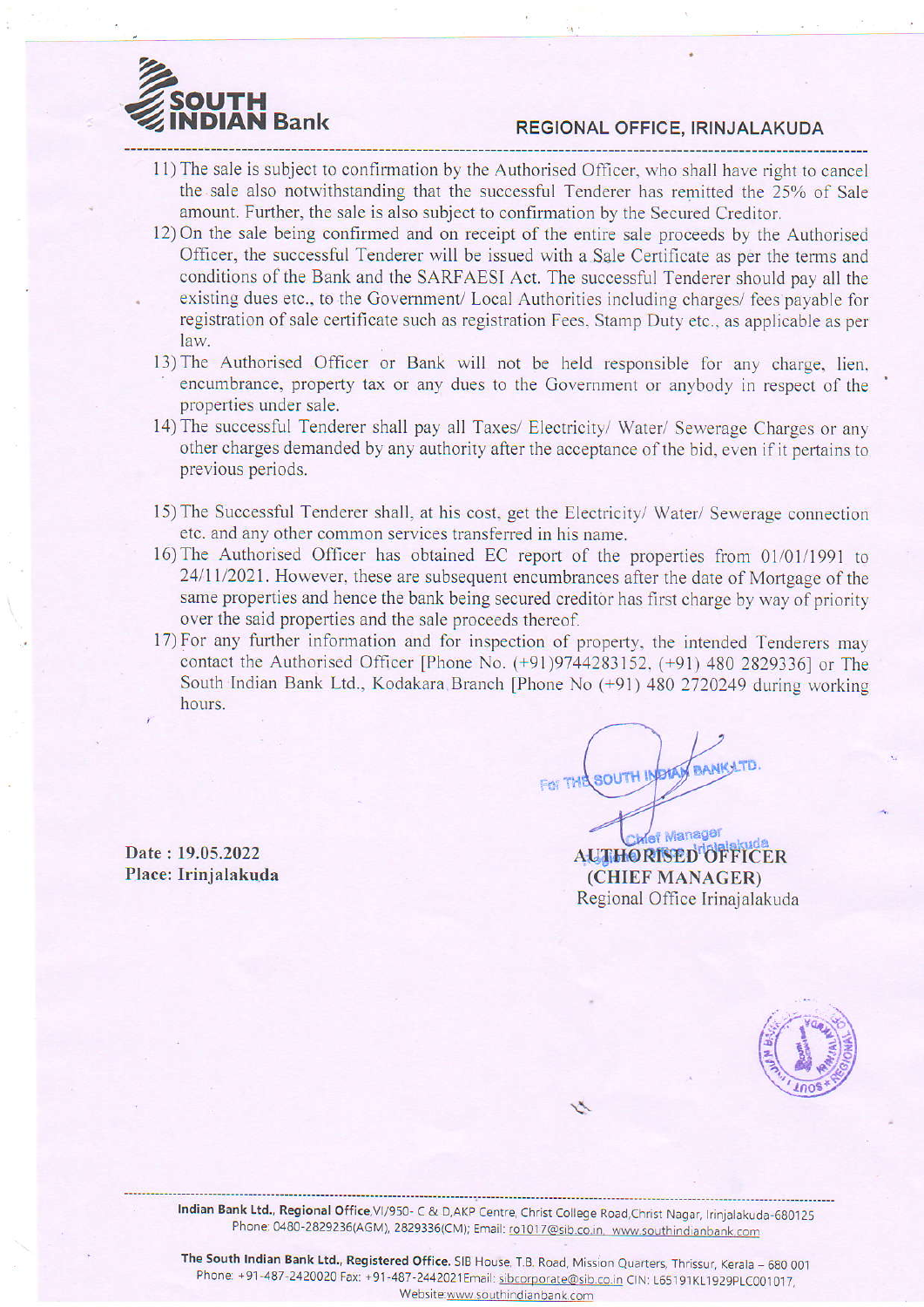11) The sale is subject to confirmation by the Authorised Officer, who shall have right to cancel the sale also notwithstanding that the successful Tenderer has remitted the 25% of Sale amount. Further, the sale is also subject to confirmation by the Secured Creditor.

12) On the sale being confirmed and on receipt of the entire sale proceeds by the Authorised Officer, the successful Tenderer will be issued with a Sale Certificate as per the terms and conditions of the Bank and the SARFAESI Act. The successful Tenderer should pay all the existing dues etc., to the Government/ Local Authorities including charges/ fees payable for registration of sale certificate such as registration Fees, Stamp Duty etc., as applicable as per law.

13) The Authorised Officer or Bank will not be held responsible for any charge, lien, encumbrance, property tax or any dues to the Government or anybody in respect of the properties under sale.

14) The successful Tenderer shall pay all Taxes/ Electricity/ Water/ Sewerage Charges or any other charges demanded by any authority after the acceptance of the bid, even if it pertains to previous periods.

15) The Successful Tenderer shall, at his cost, get the Electricity/ Water/ Sewerage connection etc. and any other common services transferred in his name.

16) The Authorised Officer has obtained EC report of the properties from 01/01/1991 to 24/11/2021. However, these are subsequent encumbrances after the date of Mortgage of the same properties and hence the bank being secured creditor has first charge by way of priority over the said properties and the sale proceeds thereof.

17) For any further information and for inspection of property, the intended Tenderers may contact the Authorised Officer [Phone No. (+91)9744283152, (+91) 480 2829336] or The South Indian Bank Ltd., Kodakara Branch [Phone No (+91) 480 2720249 during working hours.

For THE SOUTH INDIAN BANK LTD.

Chief Manager

**Date : 19.05.2022**
**Place: Irinjalakuda**

**AUTHORISED OFFICER**
**(CHIEF MANAGER)**
Regional Office Irinajalakuda

**Indian Bank Ltd., Regional Office**,VI/950- C & D,AKP Centre, Christ College Road,Christ Nagar, Irinjalakuda-680125
Phone: 0480-2829236(AGM), 2829336(CM); Email: ro1017@sib.co.in, www.southindianbank.com

**The South Indian Bank Ltd., Registered Office.** SIB House, T.B. Road, Mission Quarters, Thrissur, Kerala – 680 001
Phone: +91-487-2420020 Fax: +91-487-2442021Email: sibcorporate@sib.co.in CIN: L65191KL1929PLC001017,
Website:www.southindianbank.com